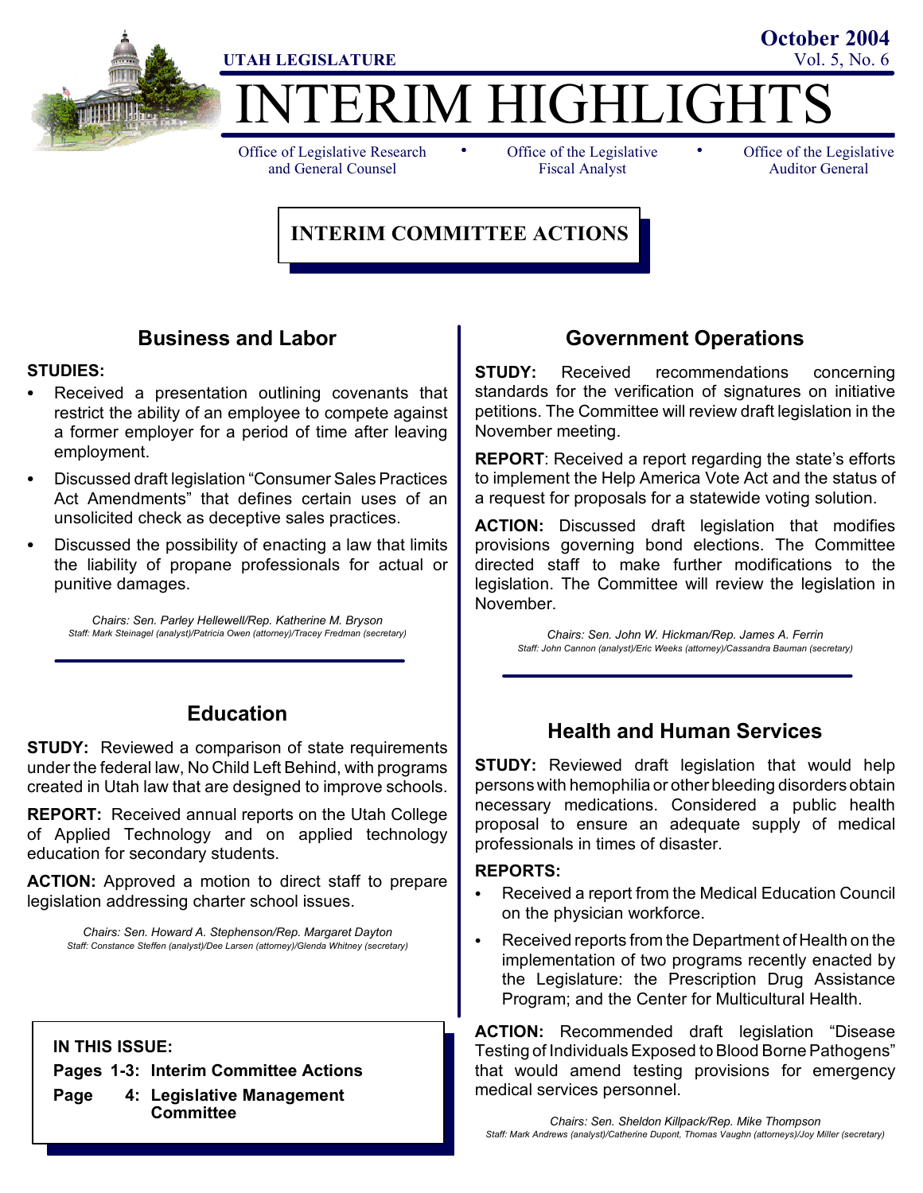UTAH LEGISLATURE

October 2004

Vol. 5, No. 6

# INTERIM HIGHLIGHTS

Office of Legislative Research and General Counsel • Office of the Legislative Fiscal Analyst • Office of the Legislative Auditor General

## INTERIM COMMITTEE ACTIONS

### Business and Labor

**STUDIES:**

- Received a presentation outlining covenants that restrict the ability of an employee to compete against a former employer for a period of time after leaving employment.
- Discussed draft legislation "Consumer Sales Practices Act Amendments" that defines certain uses of an unsolicited check as deceptive sales practices.
- Discussed the possibility of enacting a law that limits the liability of propane professionals for actual or punitive damages.

*Chairs: Sen. Parley Hellewell/Rep. Katherine M. Bryson*
*Staff: Mark Steinagel (analyst)/Patricia Owen (attorney)/Tracey Fredman (secretary)*

### Education

**STUDY:** Reviewed a comparison of state requirements under the federal law, No Child Left Behind, with programs created in Utah law that are designed to improve schools.

**REPORT:** Received annual reports on the Utah College of Applied Technology and on applied technology education for secondary students.

**ACTION:** Approved a motion to direct staff to prepare legislation addressing charter school issues.

*Chairs: Sen. Howard A. Stephenson/Rep. Margaret Dayton*
*Staff: Constance Steffen (analyst)/Dee Larsen (attorney)/Glenda Whitney (secretary)*

**IN THIS ISSUE:**

**Pages 1-3: Interim Committee Actions**

**Page 4: Legislative Management Committee**

### Government Operations

**STUDY:** Received recommendations concerning standards for the verification of signatures on initiative petitions. The Committee will review draft legislation in the November meeting.

**REPORT**: Received a report regarding the state's efforts to implement the Help America Vote Act and the status of a request for proposals for a statewide voting solution.

**ACTION:** Discussed draft legislation that modifies provisions governing bond elections. The Committee directed staff to make further modifications to the legislation. The Committee will review the legislation in November.

*Chairs: Sen. John W. Hickman/Rep. James A. Ferrin*
*Staff: John Cannon (analyst)/Eric Weeks (attorney)/Cassandra Bauman (secretary)*

### Health and Human Services

**STUDY:** Reviewed draft legislation that would help persons with hemophilia or other bleeding disorders obtain necessary medications. Considered a public health proposal to ensure an adequate supply of medical professionals in times of disaster.

**REPORTS:**

- Received a report from the Medical Education Council on the physician workforce.
- Received reports from the Department of Health on the implementation of two programs recently enacted by the Legislature: the Prescription Drug Assistance Program; and the Center for Multicultural Health.

**ACTION:** Recommended draft legislation "Disease Testing of Individuals Exposed to Blood Borne Pathogens" that would amend testing provisions for emergency medical services personnel.

*Chairs: Sen. Sheldon Killpack/Rep. Mike Thompson*
*Staff: Mark Andrews (analyst)/Catherine Dupont, Thomas Vaughn (attorneys)/Joy Miller (secretary)*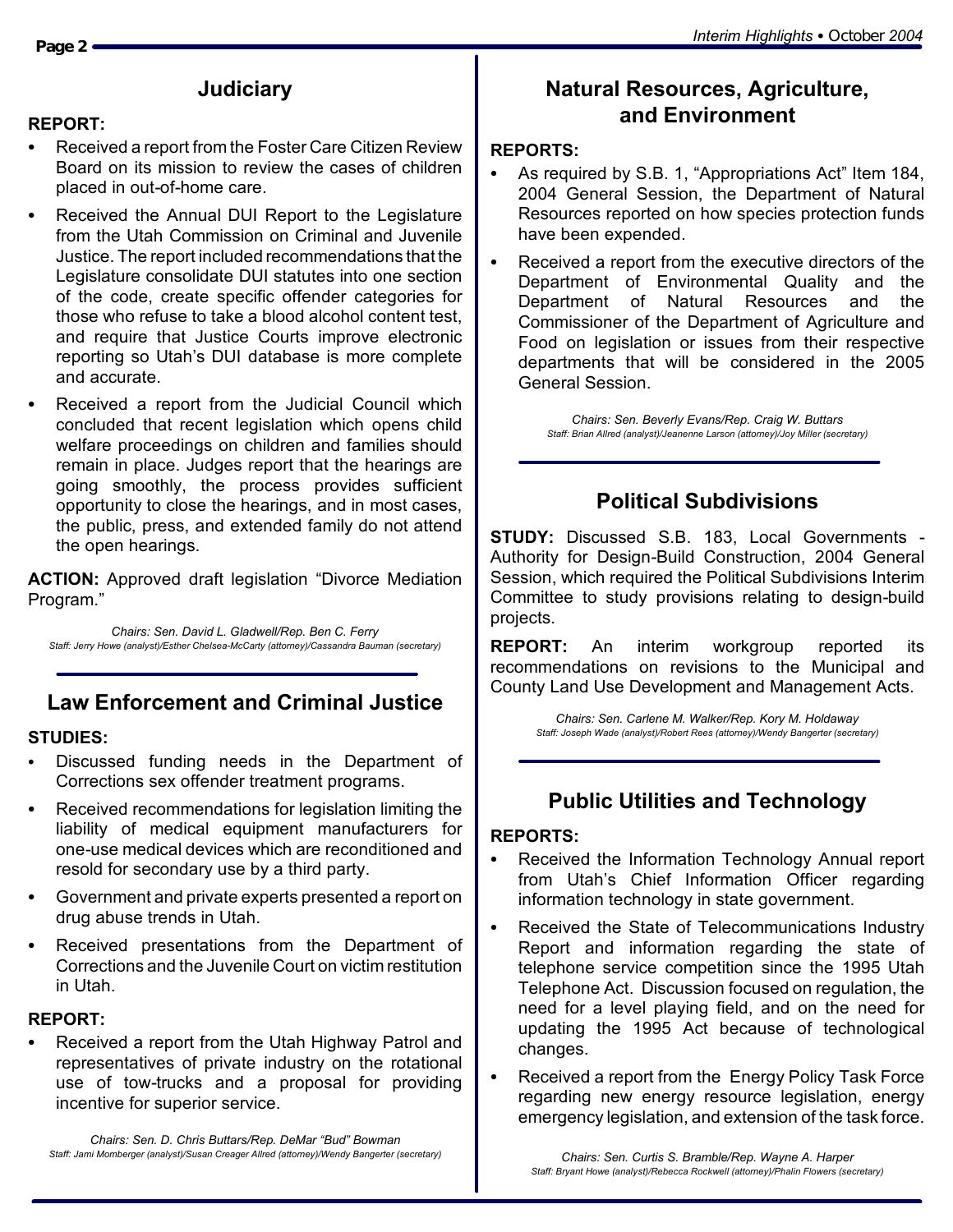## Judiciary

**REPORT:**

- Received a report from the Foster Care Citizen Review Board on its mission to review the cases of children placed in out-of-home care.
- Received the Annual DUI Report to the Legislature from the Utah Commission on Criminal and Juvenile Justice. The report included recommendations that the Legislature consolidate DUI statutes into one section of the code, create specific offender categories for those who refuse to take a blood alcohol content test, and require that Justice Courts improve electronic reporting so Utah's DUI database is more complete and accurate.
- Received a report from the Judicial Council which concluded that recent legislation which opens child welfare proceedings on children and families should remain in place. Judges report that the hearings are going smoothly, the process provides sufficient opportunity to close the hearings, and in most cases, the public, press, and extended family do not attend the open hearings.

**ACTION:** Approved draft legislation "Divorce Mediation Program."

*Chairs: Sen. David L. Gladwell/Rep. Ben C. Ferry*
*Staff: Jerry Howe (analyst)/Esther Chelsea-McCarty (attorney)/Cassandra Bauman (secretary)*

## Law Enforcement and Criminal Justice

**STUDIES:**

- Discussed funding needs in the Department of Corrections sex offender treatment programs.
- Received recommendations for legislation limiting the liability of medical equipment manufacturers for one-use medical devices which are reconditioned and resold for secondary use by a third party.
- Government and private experts presented a report on drug abuse trends in Utah.
- Received presentations from the Department of Corrections and the Juvenile Court on victim restitution in Utah.

**REPORT:**

- Received a report from the Utah Highway Patrol and representatives of private industry on the rotational use of tow-trucks and a proposal for providing incentive for superior service.

*Chairs: Sen. D. Chris Buttars/Rep. DeMar "Bud" Bowman*
*Staff: Jami Momberger (analyst)/Susan Creager Allred (attorney)/Wendy Bangerter (secretary)*

## Natural Resources, Agriculture, and Environment

**REPORTS:**

- As required by S.B. 1, "Appropriations Act" Item 184, 2004 General Session, the Department of Natural Resources reported on how species protection funds have been expended.
- Received a report from the executive directors of the Department of Environmental Quality and the Department of Natural Resources and the Commissioner of the Department of Agriculture and Food on legislation or issues from their respective departments that will be considered in the 2005 General Session.

*Chairs: Sen. Beverly Evans/Rep. Craig W. Buttars*
*Staff: Brian Allred (analyst)/Jeanenne Larson (attorney)/Joy Miller (secretary)*

## Political Subdivisions

**STUDY:** Discussed S.B. 183, Local Governments - Authority for Design-Build Construction, 2004 General Session, which required the Political Subdivisions Interim Committee to study provisions relating to design-build projects.

**REPORT:** An interim workgroup reported its recommendations on revisions to the Municipal and County Land Use Development and Management Acts.

*Chairs: Sen. Carlene M. Walker/Rep. Kory M. Holdaway*
*Staff: Joseph Wade (analyst)/Robert Rees (attorney)/Wendy Bangerter (secretary)*

## Public Utilities and Technology

**REPORTS:**

- Received the Information Technology Annual report from Utah's Chief Information Officer regarding information technology in state government.
- Received the State of Telecommunications Industry Report and information regarding the state of telephone service competition since the 1995 Utah Telephone Act. Discussion focused on regulation, the need for a level playing field, and on the need for updating the 1995 Act because of technological changes.
- Received a report from the Energy Policy Task Force regarding new energy resource legislation, energy emergency legislation, and extension of the task force.

*Chairs: Sen. Curtis S. Bramble/Rep. Wayne A. Harper*
*Staff: Bryant Howe (analyst)/Rebecca Rockwell (attorney)/Phalin Flowers (secretary)*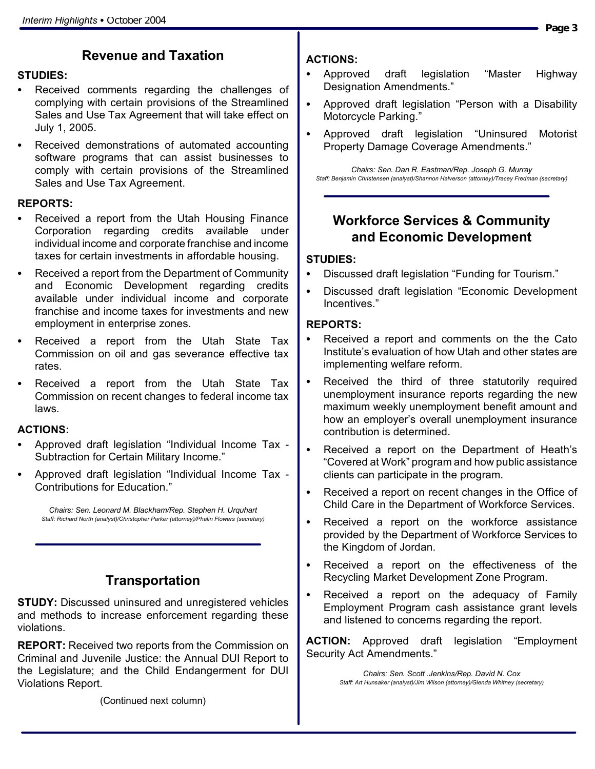## Revenue and Taxation

**STUDIES:**

- Received comments regarding the challenges of complying with certain provisions of the Streamlined Sales and Use Tax Agreement that will take effect on July 1, 2005.
- Received demonstrations of automated accounting software programs that can assist businesses to comply with certain provisions of the Streamlined Sales and Use Tax Agreement.

**REPORTS:**

- Received a report from the Utah Housing Finance Corporation regarding credits available under individual income and corporate franchise and income taxes for certain investments in affordable housing.
- Received a report from the Department of Community and Economic Development regarding credits available under individual income and corporate franchise and income taxes for investments and new employment in enterprise zones.
- Received a report from the Utah State Tax Commission on oil and gas severance effective tax rates.
- Received a report from the Utah State Tax Commission on recent changes to federal income tax laws.

**ACTIONS:**

- Approved draft legislation "Individual Income Tax - Subtraction for Certain Military Income."
- Approved draft legislation "Individual Income Tax - Contributions for Education."

*Chairs: Sen. Leonard M. Blackham/Rep. Stephen H. Urquhart*
*Staff: Richard North (analyst)/Christopher Parker (attorney)/Phalin Flowers (secretary)*

## Transportation

**STUDY:** Discussed uninsured and unregistered vehicles and methods to increase enforcement regarding these violations.

**REPORT:** Received two reports from the Commission on Criminal and Juvenile Justice: the Annual DUI Report to the Legislature; and the Child Endangerment for DUI Violations Report.

**ACTIONS:**

- Approved draft legislation "Master Highway Designation Amendments."
- Approved draft legislation "Person with a Disability Motorcycle Parking."
- Approved draft legislation "Uninsured Motorist Property Damage Coverage Amendments."

*Chairs: Sen. Dan R. Eastman/Rep. Joseph G. Murray*
*Staff: Benjamin Christensen (analyst)/Shannon Halverson (attorney)/Tracey Fredman (secretary)*

## Workforce Services & Community and Economic Development

**STUDIES:**

- Discussed draft legislation "Funding for Tourism."
- Discussed draft legislation "Economic Development Incentives."

**REPORTS:**

- Received a report and comments on the the Cato Institute's evaluation of how Utah and other states are implementing welfare reform.
- Received the third of three statutorily required unemployment insurance reports regarding the new maximum weekly unemployment benefit amount and how an employer's overall unemployment insurance contribution is determined.
- Received a report on the Department of Heath's "Covered at Work" program and how public assistance clients can participate in the program.
- Received a report on recent changes in the Office of Child Care in the Department of Workforce Services.
- Received a report on the workforce assistance provided by the Department of Workforce Services to the Kingdom of Jordan.
- Received a report on the effectiveness of the Recycling Market Development Zone Program.
- Received a report on the adequacy of Family Employment Program cash assistance grant levels and listened to concerns regarding the report.

**ACTION:** Approved draft legislation "Employment Security Act Amendments."

*Chairs: Sen. Scott .Jenkins/Rep. David N. Cox*
*Staff: Art Hunsaker (analyst)/Jim Wilson (attorney)/Glenda Whitney (secretary)*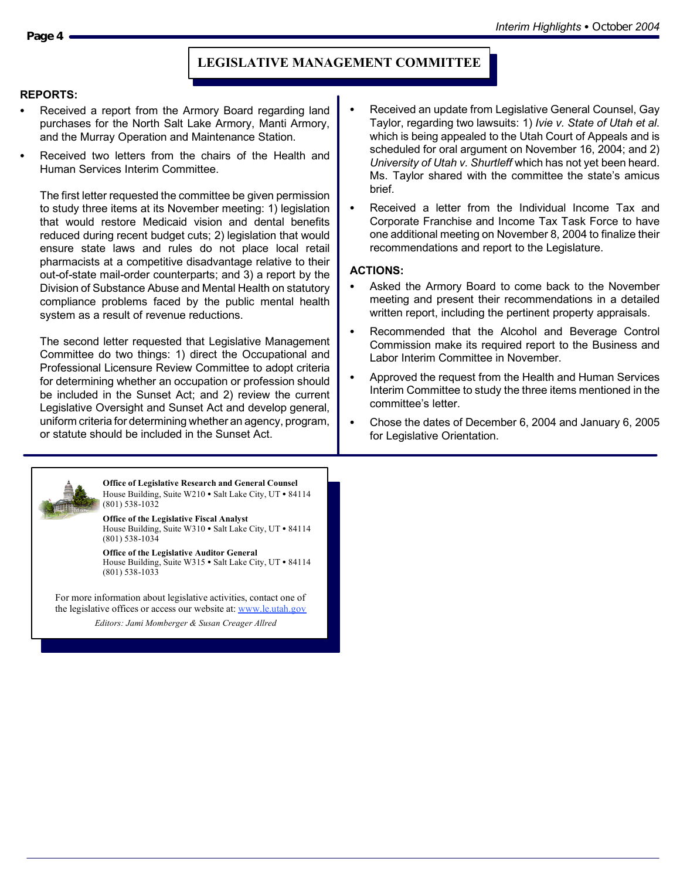# LEGISLATIVE MANAGEMENT COMMITTEE

**REPORTS:**

- Received a report from the Armory Board regarding land purchases for the North Salt Lake Armory, Manti Armory, and the Murray Operation and Maintenance Station.
- Received two letters from the chairs of the Health and Human Services Interim Committee.

  The first letter requested the committee be given permission to study three items at its November meeting: 1) legislation that would restore Medicaid vision and dental benefits reduced during recent budget cuts; 2) legislation that would ensure state laws and rules do not place local retail pharmacists at a competitive disadvantage relative to their out-of-state mail-order counterparts; and 3) a report by the Division of Substance Abuse and Mental Health on statutory compliance problems faced by the public mental health system as a result of revenue reductions.

  The second letter requested that Legislative Management Committee do two things: 1) direct the Occupational and Professional Licensure Review Committee to adopt criteria for determining whether an occupation or profession should be included in the Sunset Act; and 2) review the current Legislative Oversight and Sunset Act and develop general, uniform criteria for determining whether an agency, program, or statute should be included in the Sunset Act.

- Received an update from Legislative General Counsel, Gay Taylor, regarding two lawsuits: 1) *Ivie v. State of Utah et al.* which is being appealed to the Utah Court of Appeals and is scheduled for oral argument on November 16, 2004; and 2) *University of Utah v. Shurtleff* which has not yet been heard. Ms. Taylor shared with the committee the state's amicus brief.
- Received a letter from the Individual Income Tax and Corporate Franchise and Income Tax Task Force to have one additional meeting on November 8, 2004 to finalize their recommendations and report to the Legislature.

**ACTIONS:**

- Asked the Armory Board to come back to the November meeting and present their recommendations in a detailed written report, including the pertinent property appraisals.
- Recommended that the Alcohol and Beverage Control Commission make its required report to the Business and Labor Interim Committee in November.
- Approved the request from the Health and Human Services Interim Committee to study the three items mentioned in the committee's letter.
- Chose the dates of December 6, 2004 and January 6, 2005 for Legislative Orientation.

---

**Office of Legislative Research and General Counsel**
House Building, Suite W210 • Salt Lake City, UT • 84114
(801) 538-1032

**Office of the Legislative Fiscal Analyst**
House Building, Suite W310 • Salt Lake City, UT • 84114
(801) 538-1034

**Office of the Legislative Auditor General**
House Building, Suite W315 • Salt Lake City, UT • 84114
(801) 538-1033

For more information about legislative activities, contact one of the legislative offices or access our website at: www.le.utah.gov

*Editors: Jami Momberger & Susan Creager Allred*